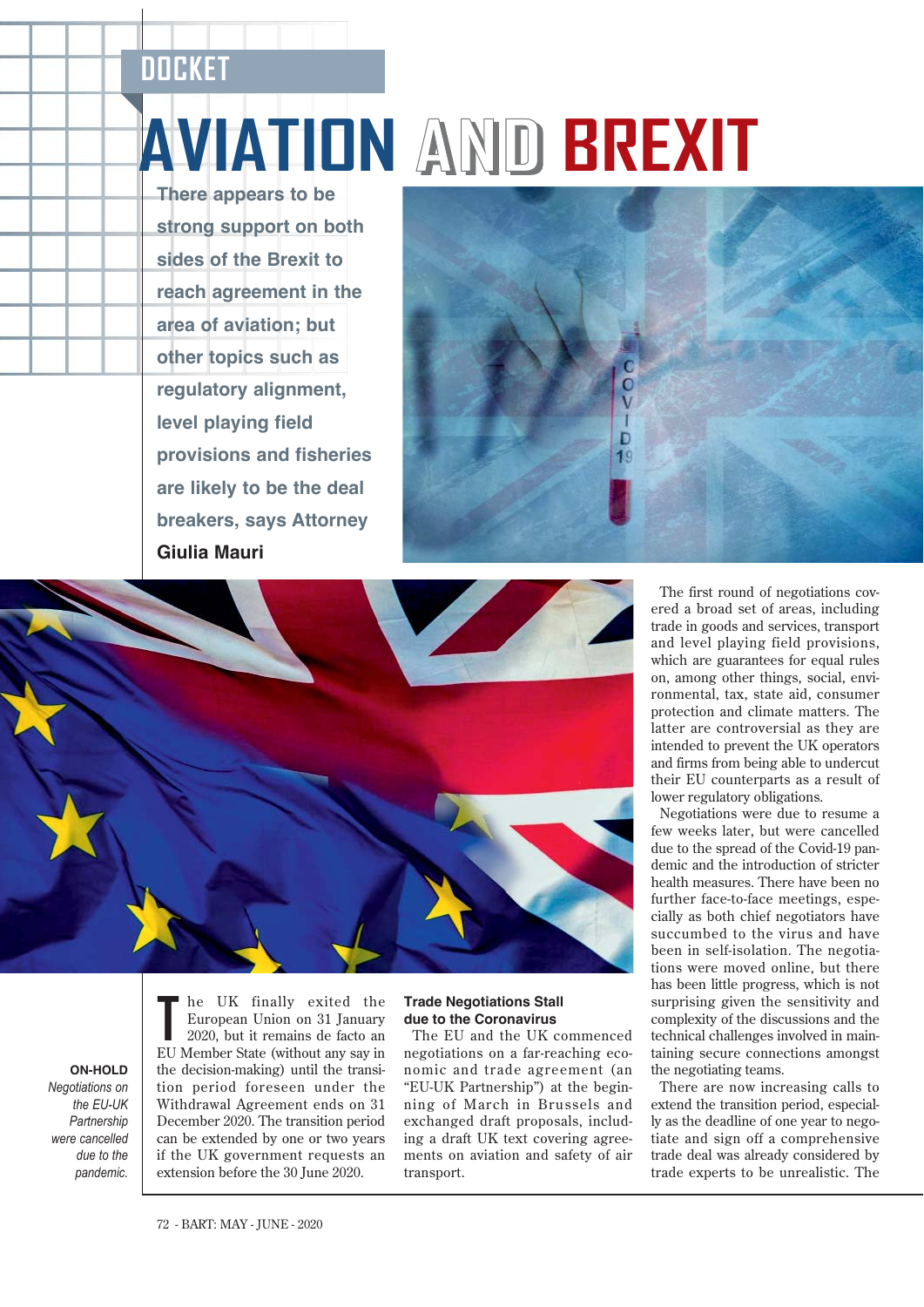DOCKET

# AVIATION AND BREXIT

**There appears to be strong support on both sides of the Brexit to reach agreement in the area of aviation; but other topics such as regulatory alignment, level playing field provisions and fisheries are likely to be the deal breakers, says Attorney Giulia Mauri**

**ON-HOLD**
*Negotiations on the EU-UK Partnership were cancelled due to the pandemic.*

The UK finally exited the European Union on 31 January 2020, but it remains de facto an EU Member State (without any say in the decision-making) until the transition period foreseen under the Withdrawal Agreement ends on 31 December 2020. The transition period can be extended by one or two years if the UK government requests an extension before the 30 June 2020.

### Trade Negotiations Stall due to the Coronavirus

The EU and the UK commenced negotiations on a far-reaching economic and trade agreement (an "EU-UK Partnership") at the beginning of March in Brussels and exchanged draft proposals, including a draft UK text covering agreements on aviation and safety of air transport.

The first round of negotiations covered a broad set of areas, including trade in goods and services, transport and level playing field provisions, which are guarantees for equal rules on, among other things, social, environmental, tax, state aid, consumer protection and climate matters. The latter are controversial as they are intended to prevent the UK operators and firms from being able to undercut their EU counterparts as a result of lower regulatory obligations.

Negotiations were due to resume a few weeks later, but were cancelled due to the spread of the Covid-19 pandemic and the introduction of stricter health measures. There have been no further face-to-face meetings, especially as both chief negotiators have succumbed to the virus and have been in self-isolation. The negotiations were moved online, but there has been little progress, which is not surprising given the sensitivity and complexity of the discussions and the technical challenges involved in maintaining secure connections amongst the negotiating teams.

There are now increasing calls to extend the transition period, especially as the deadline of one year to negotiate and sign off a comprehensive trade deal was already considered by trade experts to be unrealistic. The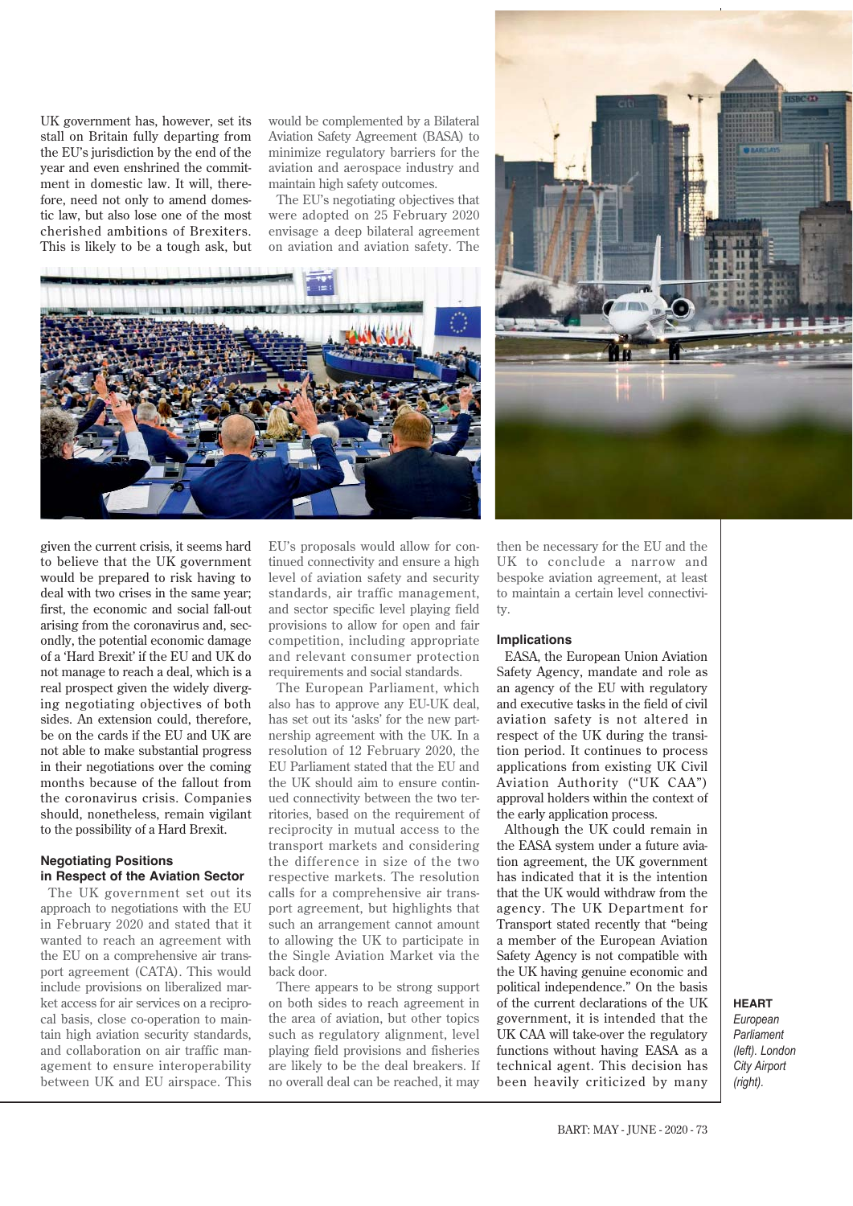UK government has, however, set its stall on Britain fully departing from the EU's jurisdiction by the end of the year and even enshrined the commitment in domestic law. It will, therefore, need not only to amend domestic law, but also lose one of the most cherished ambitions of Brexiters. This is likely to be a tough ask, but given the current crisis, it seems hard to believe that the UK government would be prepared to risk having to deal with two crises in the same year; first, the economic and social fall-out arising from the coronavirus and, secondly, the potential economic damage of a 'Hard Brexit' if the EU and UK do not manage to reach a deal, which is a real prospect given the widely diverging negotiating objectives of both sides. An extension could, therefore, be on the cards if the EU and UK are not able to make substantial progress in their negotiations over the coming months because of the fallout from the coronavirus crisis. Companies should, nonetheless, remain vigilant to the possibility of a Hard Brexit.

### Negotiating Positions in Respect of the Aviation Sector

The UK government set out its approach to negotiations with the EU in February 2020 and stated that it wanted to reach an agreement with the EU on a comprehensive air transport agreement (CATA). This would include provisions on liberalized market access for air services on a reciprocal basis, close co-operation to maintain high aviation security standards, and collaboration on air traffic management to ensure interoperability between UK and EU airspace. This would be complemented by a Bilateral Aviation Safety Agreement (BASA) to minimize regulatory barriers for the aviation and aerospace industry and maintain high safety outcomes.

The EU's negotiating objectives that were adopted on 25 February 2020 envisage a deep bilateral agreement on aviation and aviation safety. The EU's proposals would allow for continued connectivity and ensure a high level of aviation safety and security standards, air traffic management, and sector specific level playing field provisions to allow for open and fair competition, including appropriate and relevant consumer protection requirements and social standards.

The European Parliament, which also has to approve any EU-UK deal, has set out its 'asks' for the new partnership agreement with the UK. In a resolution of 12 February 2020, the EU Parliament stated that the EU and the UK should aim to ensure continued connectivity between the two territories, based on the requirement of reciprocity in mutual access to the transport markets and considering the difference in size of the two respective markets. The resolution calls for a comprehensive air transport agreement, but highlights that such an arrangement cannot amount to allowing the UK to participate in the Single Aviation Market via the back door.

There appears to be strong support on both sides to reach agreement in the area of aviation, but other topics such as regulatory alignment, level playing field provisions and fisheries are likely to be the deal breakers. If no overall deal can be reached, it may then be necessary for the EU and the UK to conclude a narrow and bespoke aviation agreement, at least to maintain a certain level connectivity.

### Implications

EASA, the European Union Aviation Safety Agency, mandate and role as an agency of the EU with regulatory and executive tasks in the field of civil aviation safety is not altered in respect of the UK during the transition period. It continues to process applications from existing UK Civil Aviation Authority ("UK CAA") approval holders within the context of the early application process.

Although the UK could remain in the EASA system under a future aviation agreement, the UK government has indicated that it is the intention that the UK would withdraw from the agency. The UK Department for Transport stated recently that "being a member of the European Aviation Safety Agency is not compatible with the UK having genuine economic and political independence." On the basis of the current declarations of the UK government, it is intended that the UK CAA will take-over the regulatory functions without having EASA as a technical agent. This decision has been heavily criticized by many

**HEART**
*European Parliament (left). London City Airport (right).*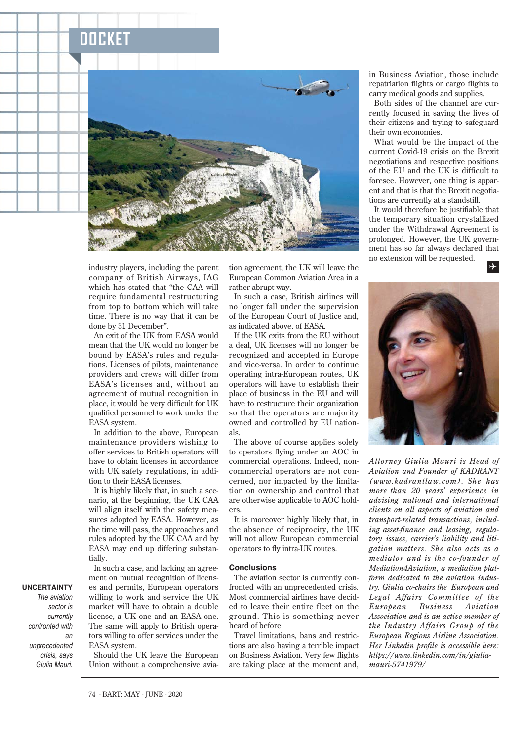industry players, including the parent company of British Airways, IAG which has stated that "the CAA will require fundamental restructuring from top to bottom which will take time. There is no way that it can be done by 31 December".

An exit of the UK from EASA would mean that the UK would no longer be bound by EASA's rules and regulations. Licenses of pilots, maintenance providers and crews will differ from EASA's licenses and, without an agreement of mutual recognition in place, it would be very difficult for UK qualified personnel to work under the EASA system.

In addition to the above, European maintenance providers wishing to offer services to British operators will have to obtain licenses in accordance with UK safety regulations, in addition to their EASA licenses.

It is highly likely that, in such a scenario, at the beginning, the UK CAA will align itself with the safety measures adopted by EASA. However, as the time will pass, the approaches and rules adopted by the UK CAA and by EASA may end up differing substantially.

In such a case, and lacking an agreement on mutual recognition of licenses and permits, European operators willing to work and service the UK market will have to obtain a double license, a UK one and an EASA one. The same will apply to British operators willing to offer services under the EASA system.

Should the UK leave the European Union without a comprehensive aviation agreement, the UK will leave the European Common Aviation Area in a rather abrupt way.

In such a case, British airlines will no longer fall under the supervision of the European Court of Justice and, as indicated above, of EASA.

If the UK exits from the EU without a deal, UK licenses will no longer be recognized and accepted in Europe and vice-versa. In order to continue operating intra-European routes, UK operators will have to establish their place of business in the EU and will have to restructure their organization so that the operators are majority owned and controlled by EU nationals.

The above of course applies solely to operators flying under an AOC in commercial operations. Indeed, non-commercial operators are not concerned, nor impacted by the limitation on ownership and control that are otherwise applicable to AOC holders.

It is moreover highly likely that, in the absence of reciprocity, the UK will not allow European commercial operators to fly intra-UK routes.

### Conclusions

The aviation sector is currently confronted with an unprecedented crisis. Most commercial airlines have decided to leave their entire fleet on the ground. This is something never heard of before.

Travel limitations, bans and restrictions are also having a terrible impact on Business Aviation. Very few flights are taking place at the moment and, in Business Aviation, those include repatriation flights or cargo flights to carry medical goods and supplies.

Both sides of the channel are currently focused in saving the lives of their citizens and trying to safeguard their own economies.

What would be the impact of the current Covid-19 crisis on the Brexit negotiations and respective positions of the EU and the UK is difficult to foresee. However, one thing is apparent and that is that the Brexit negotiations are currently at a standstill.

It would therefore be justifiable that the temporary situation crystallized under the Withdrawal Agreement is prolonged. However, the UK government has so far always declared that no extension will be requested.

**UNCERTAINTY**
*The aviation sector is currently confronted with an unprecedented crisis, says Giulia Mauri.*

*Attorney Giulia Mauri is Head of Aviation and Founder of KADRANT (www.kadrantlaw.com). She has more than 20 years' experience in advising national and international clients on all aspects of aviation and transport-related transactions, including asset-finance and leasing, regulatory issues, carrier's liability and litigation matters. She also acts as a mediator and is the co-founder of Mediation4Aviation, a mediation platform dedicated to the aviation industry. Giulia co-chairs the European and Legal Affairs Committee of the European Business Aviation Association and is an active member of the Industry Affairs Group of the European Regions Airline Association. Her Linkedin profile is accessible here: https://www.linkedin.com/in/giulia-mauri-5741979/*